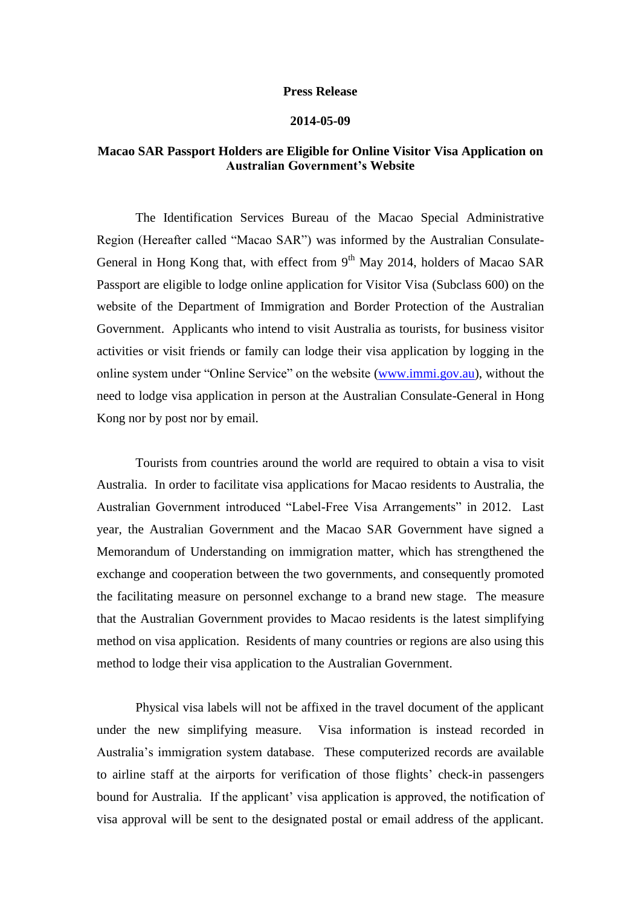**Press Release**

**2014-05-09**

# Macao SAR Passport Holders are Eligible for Online Visitor Visa Application on Australian Government's Website

The Identification Services Bureau of the Macao Special Administrative Region (Hereafter called "Macao SAR") was informed by the Australian Consulate-General in Hong Kong that, with effect from 9th May 2014, holders of Macao SAR Passport are eligible to lodge online application for Visitor Visa (Subclass 600) on the website of the Department of Immigration and Border Protection of the Australian Government. Applicants who intend to visit Australia as tourists, for business visitor activities or visit friends or family can lodge their visa application by logging in the online system under "Online Service" on the website (www.immi.gov.au), without the need to lodge visa application in person at the Australian Consulate-General in Hong Kong nor by post nor by email.

Tourists from countries around the world are required to obtain a visa to visit Australia. In order to facilitate visa applications for Macao residents to Australia, the Australian Government introduced "Label-Free Visa Arrangements" in 2012. Last year, the Australian Government and the Macao SAR Government have signed a Memorandum of Understanding on immigration matter, which has strengthened the exchange and cooperation between the two governments, and consequently promoted the facilitating measure on personnel exchange to a brand new stage. The measure that the Australian Government provides to Macao residents is the latest simplifying method on visa application. Residents of many countries or regions are also using this method to lodge their visa application to the Australian Government.

Physical visa labels will not be affixed in the travel document of the applicant under the new simplifying measure. Visa information is instead recorded in Australia's immigration system database. These computerized records are available to airline staff at the airports for verification of those flights' check-in passengers bound for Australia. If the applicant' visa application is approved, the notification of visa approval will be sent to the designated postal or email address of the applicant.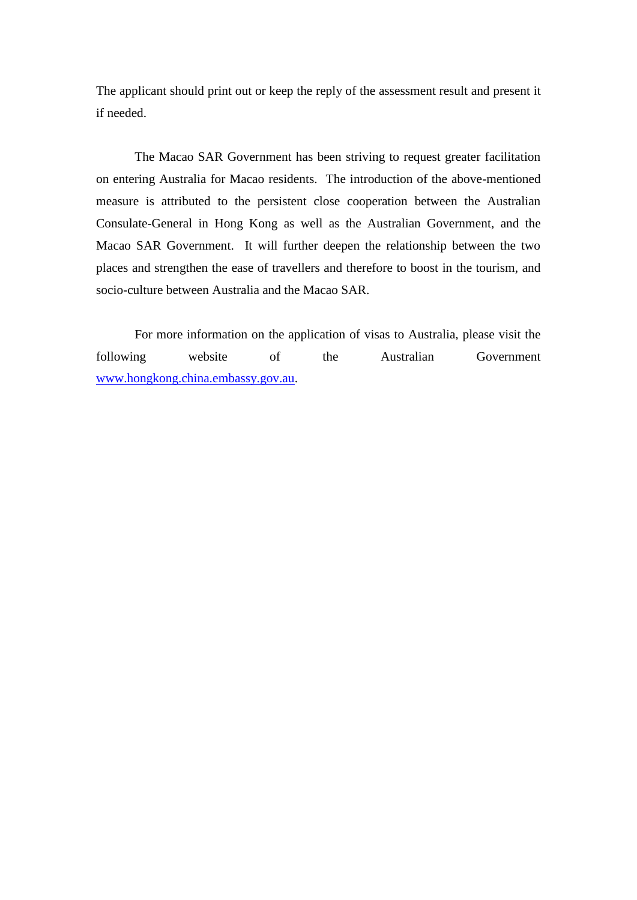The applicant should print out or keep the reply of the assessment result and present it if needed.

The Macao SAR Government has been striving to request greater facilitation on entering Australia for Macao residents. The introduction of the above-mentioned measure is attributed to the persistent close cooperation between the Australian Consulate-General in Hong Kong as well as the Australian Government, and the Macao SAR Government. It will further deepen the relationship between the two places and strengthen the ease of travellers and therefore to boost in the tourism, and socio-culture between Australia and the Macao SAR.

For more information on the application of visas to Australia, please visit the following website of the Australian Government [www.hongkong.china.embassy.gov.au](http://www.hongkong.china.embassy.gov.au).